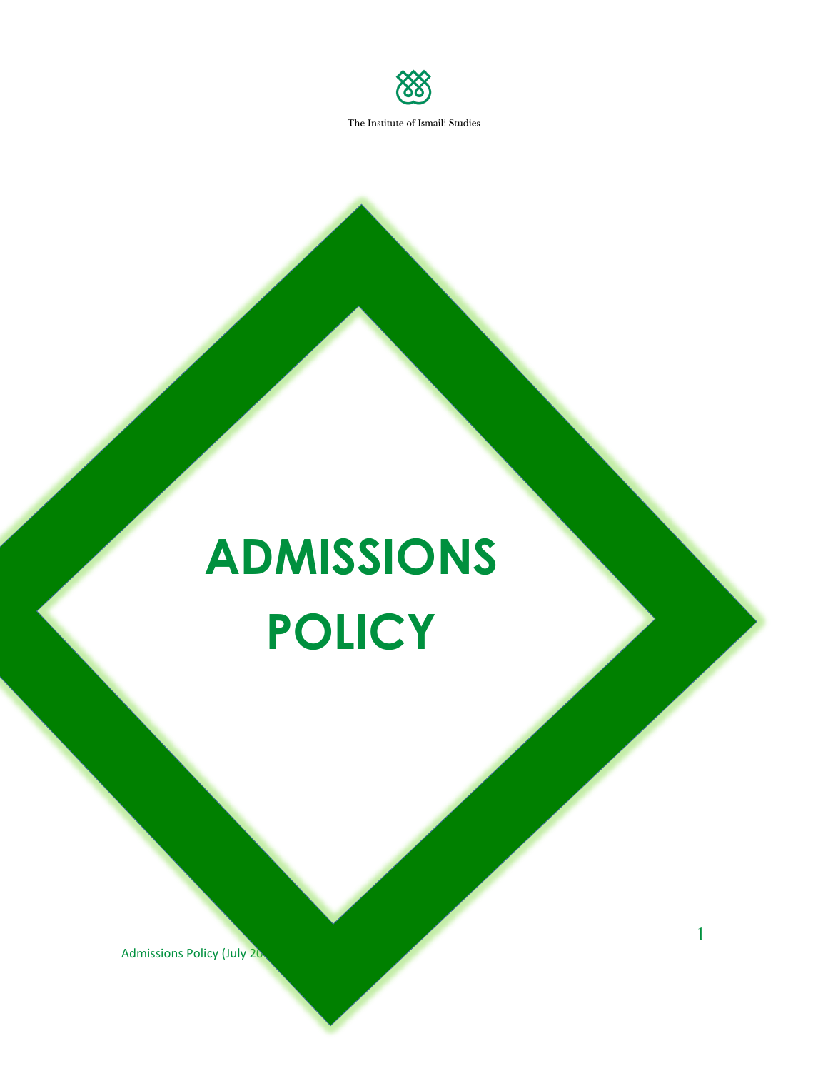The Institute of Ismaili Studies

# ADMISSIONS POLICY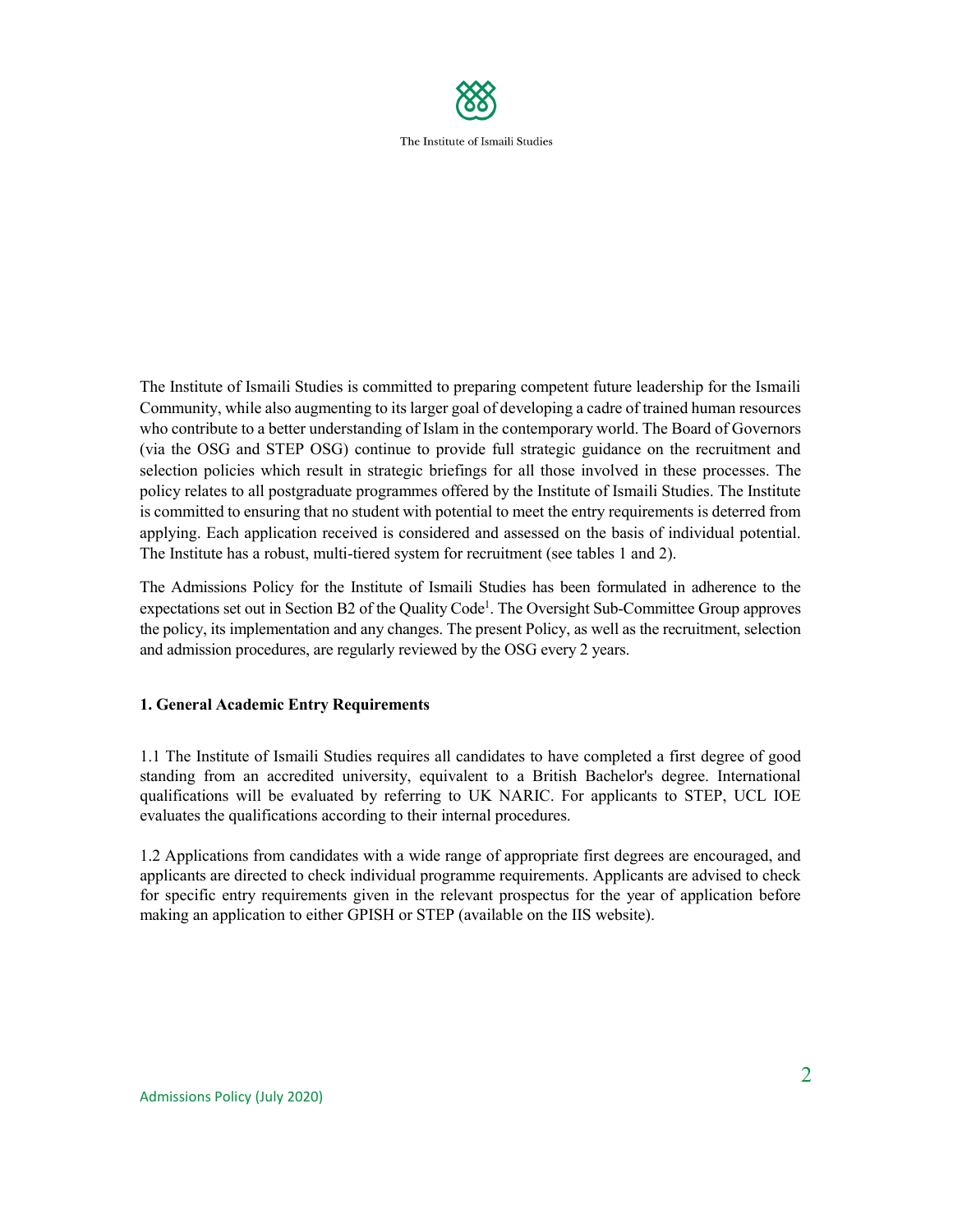The Institute of Ismaili Studies is committed to preparing competent future leadership for the Ismaili Community, while also augmenting to its larger goal of developing a cadre of trained human resources who contribute to a better understanding of Islam in the contemporary world. The Board of Governors (via the OSG and STEP OSG) continue to provide full strategic guidance on the recruitment and selection policies which result in strategic briefings for all those involved in these processes. The policy relates to all postgraduate programmes offered by the Institute of Ismaili Studies. The Institute is committed to ensuring that no student with potential to meet the entry requirements is deterred from applying. Each application received is considered and assessed on the basis of individual potential. The Institute has a robust, multi-tiered system for recruitment (see tables 1 and 2).

The Admissions Policy for the Institute of Ismaili Studies has been formulated in adherence to the expectations set out in Section B2 of the Quality Code[1]. The Oversight Sub-Committee Group approves the policy, its implementation and any changes. The present Policy, as well as the recruitment, selection and admission procedures, are regularly reviewed by the OSG every 2 years.

## 1. General Academic Entry Requirements

1.1 The Institute of Ismaili Studies requires all candidates to have completed a first degree of good standing from an accredited university, equivalent to a British Bachelor's degree. International qualifications will be evaluated by referring to UK NARIC. For applicants to STEP, UCL IOE evaluates the qualifications according to their internal procedures.

1.2 Applications from candidates with a wide range of appropriate first degrees are encouraged, and applicants are directed to check individual programme requirements. Applicants are advised to check for specific entry requirements given in the relevant prospectus for the year of application before making an application to either GPISH or STEP (available on the IIS website).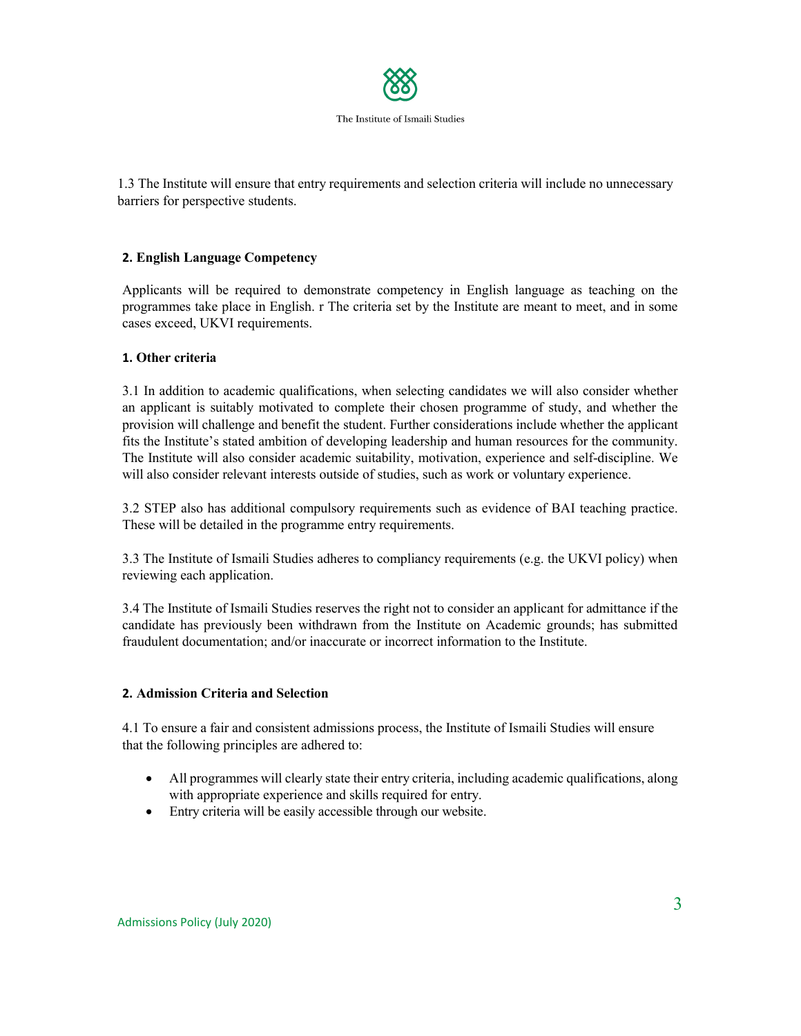1.3 The Institute will ensure that entry requirements and selection criteria will include no unnecessary barriers for perspective students.

## 2. English Language Competency

Applicants will be required to demonstrate competency in English language as teaching on the programmes take place in English. r The criteria set by the Institute are meant to meet, and in some cases exceed, UKVI requirements.

## 1. Other criteria

3.1 In addition to academic qualifications, when selecting candidates we will also consider whether an applicant is suitably motivated to complete their chosen programme of study, and whether the provision will challenge and benefit the student. Further considerations include whether the applicant fits the Institute's stated ambition of developing leadership and human resources for the community. The Institute will also consider academic suitability, motivation, experience and self-discipline. We will also consider relevant interests outside of studies, such as work or voluntary experience.

3.2 STEP also has additional compulsory requirements such as evidence of BAI teaching practice. These will be detailed in the programme entry requirements.

3.3 The Institute of Ismaili Studies adheres to compliancy requirements (e.g. the UKVI policy) when reviewing each application.

3.4 The Institute of Ismaili Studies reserves the right not to consider an applicant for admittance if the candidate has previously been withdrawn from the Institute on Academic grounds; has submitted fraudulent documentation; and/or inaccurate or incorrect information to the Institute.

## 2. Admission Criteria and Selection

4.1 To ensure a fair and consistent admissions process, the Institute of Ismaili Studies will ensure that the following principles are adhered to:

- All programmes will clearly state their entry criteria, including academic qualifications, along with appropriate experience and skills required for entry.
- Entry criteria will be easily accessible through our website.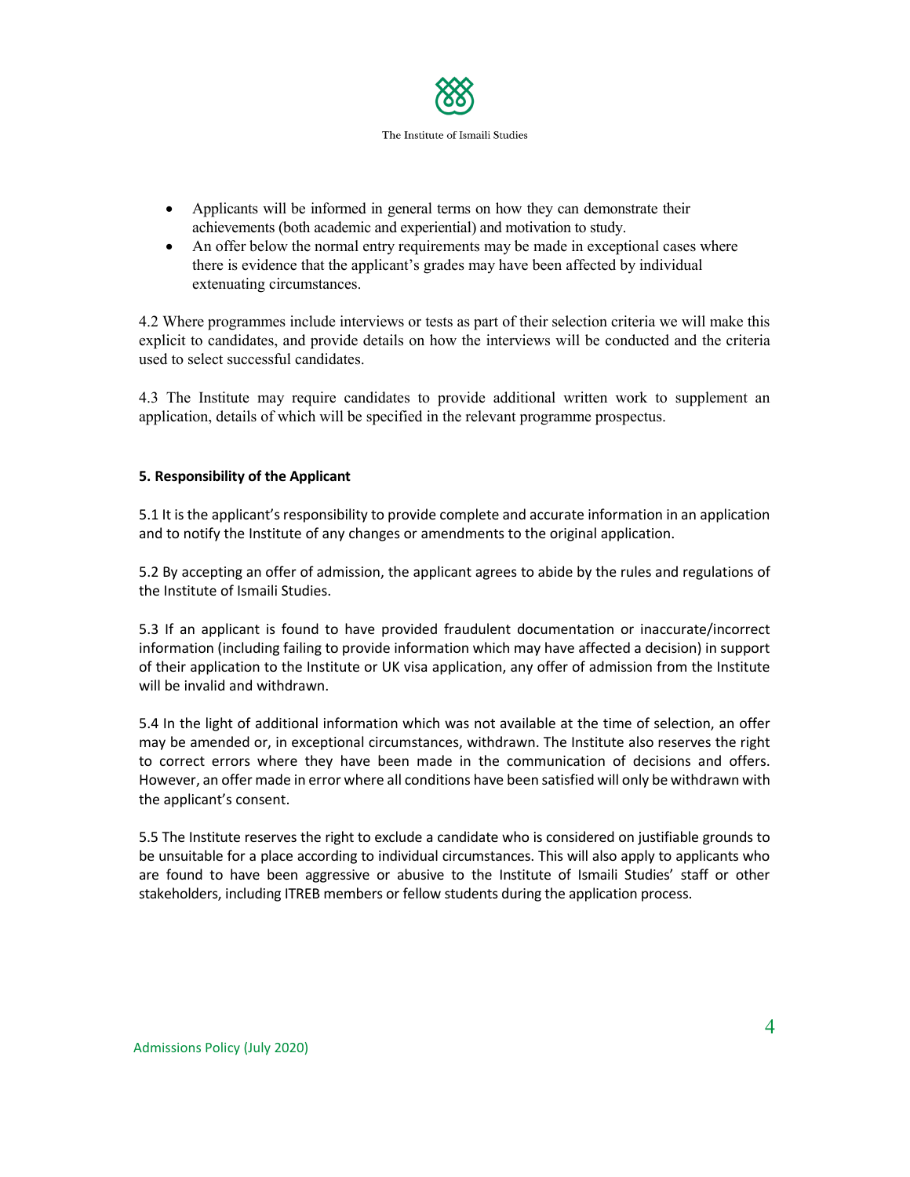- Applicants will be informed in general terms on how they can demonstrate their achievements (both academic and experiential) and motivation to study.
- An offer below the normal entry requirements may be made in exceptional cases where there is evidence that the applicant's grades may have been affected by individual extenuating circumstances.

4.2 Where programmes include interviews or tests as part of their selection criteria we will make this explicit to candidates, and provide details on how the interviews will be conducted and the criteria used to select successful candidates.

4.3 The Institute may require candidates to provide additional written work to supplement an application, details of which will be specified in the relevant programme prospectus.

**5. Responsibility of the Applicant**

5.1 It is the applicant's responsibility to provide complete and accurate information in an application and to notify the Institute of any changes or amendments to the original application.

5.2 By accepting an offer of admission, the applicant agrees to abide by the rules and regulations of the Institute of Ismaili Studies.

5.3 If an applicant is found to have provided fraudulent documentation or inaccurate/incorrect information (including failing to provide information which may have affected a decision) in support of their application to the Institute or UK visa application, any offer of admission from the Institute will be invalid and withdrawn.

5.4 In the light of additional information which was not available at the time of selection, an offer may be amended or, in exceptional circumstances, withdrawn. The Institute also reserves the right to correct errors where they have been made in the communication of decisions and offers. However, an offer made in error where all conditions have been satisfied will only be withdrawn with the applicant's consent.

5.5 The Institute reserves the right to exclude a candidate who is considered on justifiable grounds to be unsuitable for a place according to individual circumstances. This will also apply to applicants who are found to have been aggressive or abusive to the Institute of Ismaili Studies' staff or other stakeholders, including ITREB members or fellow students during the application process.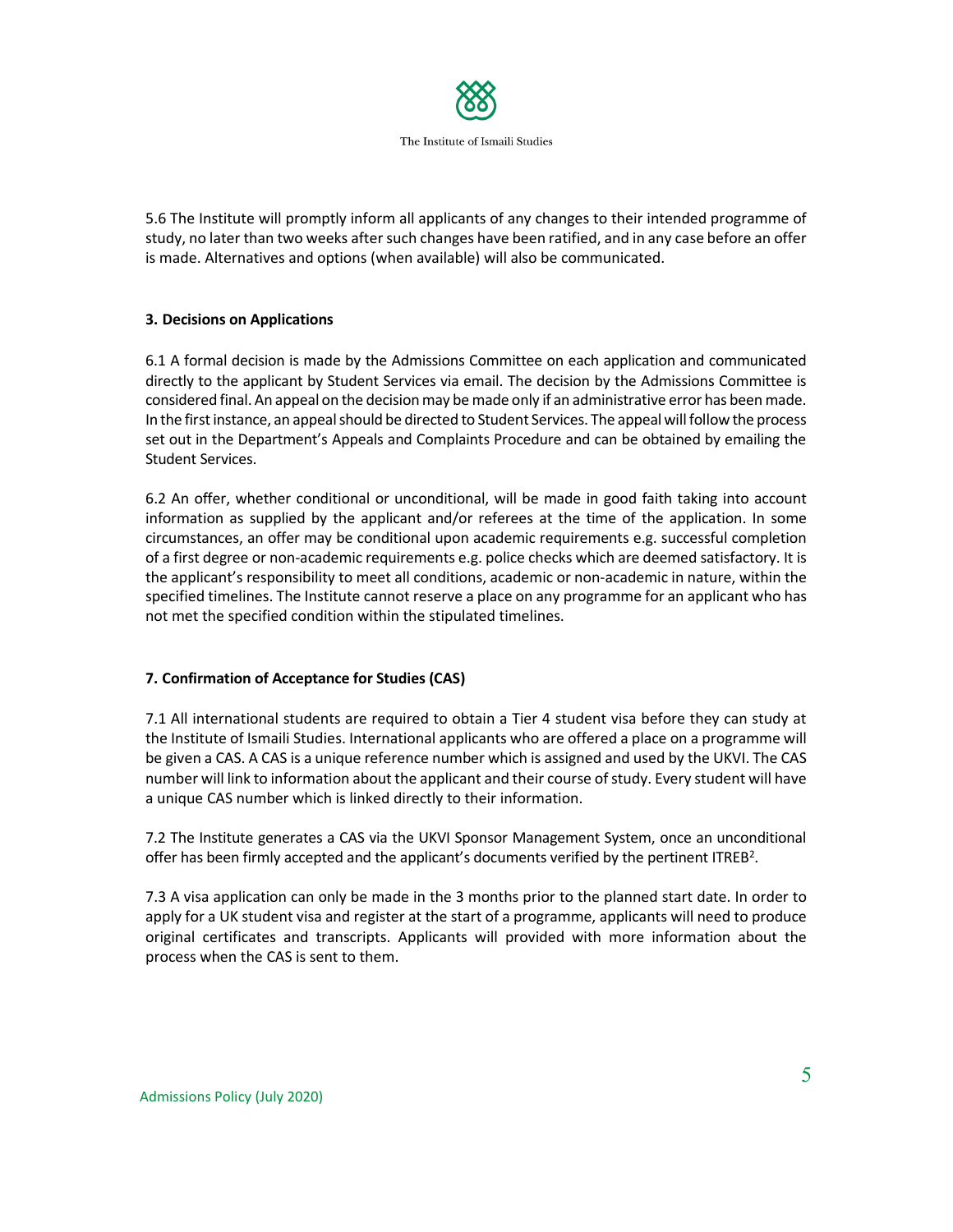5.6 The Institute will promptly inform all applicants of any changes to their intended programme of study, no later than two weeks after such changes have been ratified, and in any case before an offer is made. Alternatives and options (when available) will also be communicated.

#### 3. Decisions on Applications

6.1 A formal decision is made by the Admissions Committee on each application and communicated directly to the applicant by Student Services via email. The decision by the Admissions Committee is considered final. An appeal on the decision may be made only if an administrative error has been made. In the first instance, an appeal should be directed to Student Services. The appeal will follow the process set out in the Department's Appeals and Complaints Procedure and can be obtained by emailing the Student Services.

6.2 An offer, whether conditional or unconditional, will be made in good faith taking into account information as supplied by the applicant and/or referees at the time of the application. In some circumstances, an offer may be conditional upon academic requirements e.g. successful completion of a first degree or non-academic requirements e.g. police checks which are deemed satisfactory. It is the applicant's responsibility to meet all conditions, academic or non-academic in nature, within the specified timelines. The Institute cannot reserve a place on any programme for an applicant who has not met the specified condition within the stipulated timelines.

#### 7. Confirmation of Acceptance for Studies (CAS)

7.1 All international students are required to obtain a Tier 4 student visa before they can study at the Institute of Ismaili Studies. International applicants who are offered a place on a programme will be given a CAS. A CAS is a unique reference number which is assigned and used by the UKVI. The CAS number will link to information about the applicant and their course of study. Every student will have a unique CAS number which is linked directly to their information.

7.2 The Institute generates a CAS via the UKVI Sponsor Management System, once an unconditional offer has been firmly accepted and the applicant's documents verified by the pertinent ITREB[2].

7.3 A visa application can only be made in the 3 months prior to the planned start date. In order to apply for a UK student visa and register at the start of a programme, applicants will need to produce original certificates and transcripts. Applicants will provided with more information about the process when the CAS is sent to them.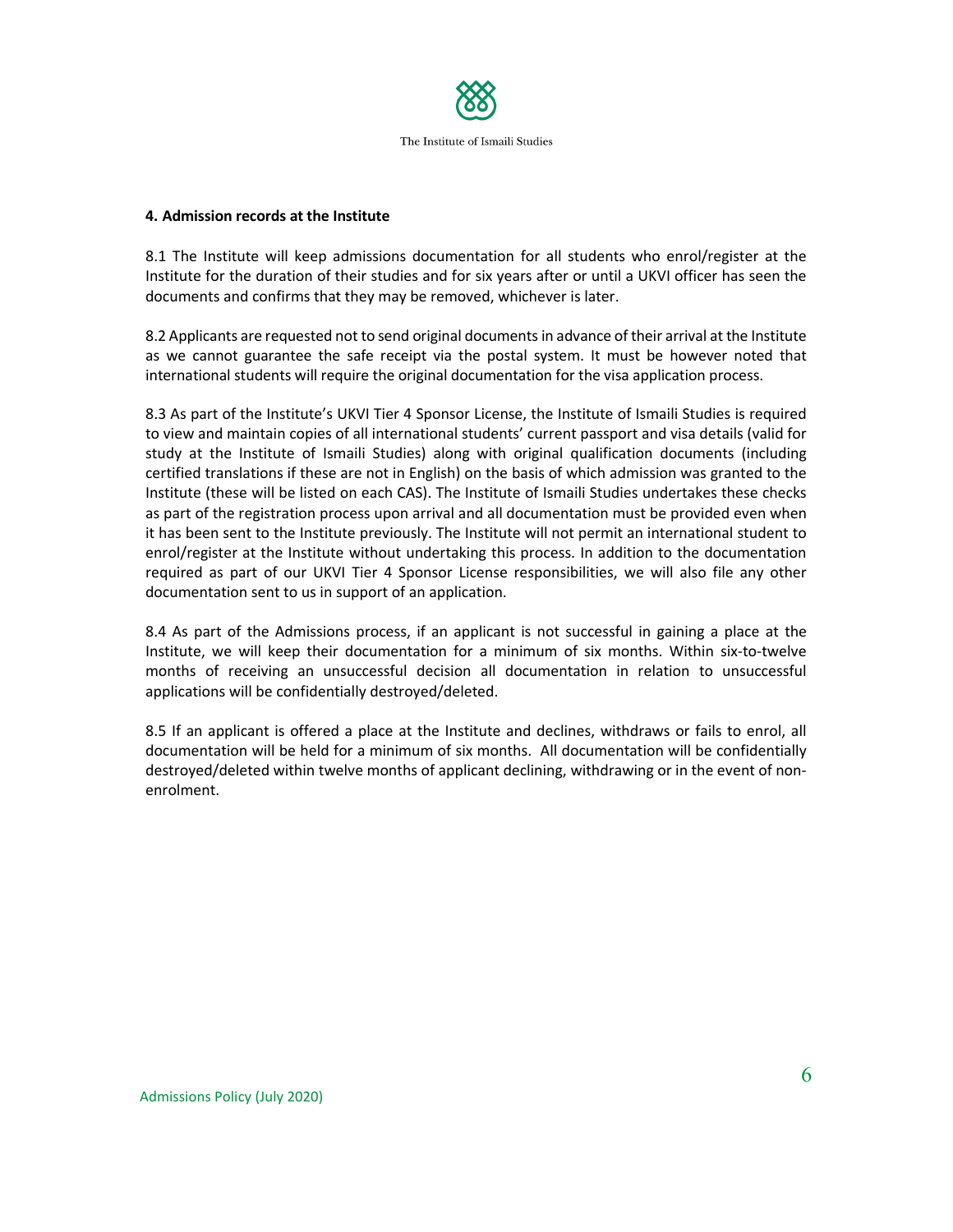#### 4. Admission records at the Institute

8.1 The Institute will keep admissions documentation for all students who enrol/register at the Institute for the duration of their studies and for six years after or until a UKVI officer has seen the documents and confirms that they may be removed, whichever is later.

8.2 Applicants are requested not to send original documents in advance of their arrival at the Institute as we cannot guarantee the safe receipt via the postal system. It must be however noted that international students will require the original documentation for the visa application process.

8.3 As part of the Institute's UKVI Tier 4 Sponsor License, the Institute of Ismaili Studies is required to view and maintain copies of all international students' current passport and visa details (valid for study at the Institute of Ismaili Studies) along with original qualification documents (including certified translations if these are not in English) on the basis of which admission was granted to the Institute (these will be listed on each CAS). The Institute of Ismaili Studies undertakes these checks as part of the registration process upon arrival and all documentation must be provided even when it has been sent to the Institute previously. The Institute will not permit an international student to enrol/register at the Institute without undertaking this process. In addition to the documentation required as part of our UKVI Tier 4 Sponsor License responsibilities, we will also file any other documentation sent to us in support of an application.

8.4 As part of the Admissions process, if an applicant is not successful in gaining a place at the Institute, we will keep their documentation for a minimum of six months. Within six-to-twelve months of receiving an unsuccessful decision all documentation in relation to unsuccessful applications will be confidentially destroyed/deleted.

8.5 If an applicant is offered a place at the Institute and declines, withdraws or fails to enrol, all documentation will be held for a minimum of six months. All documentation will be confidentially destroyed/deleted within twelve months of applicant declining, withdrawing or in the event of non-enrolment.